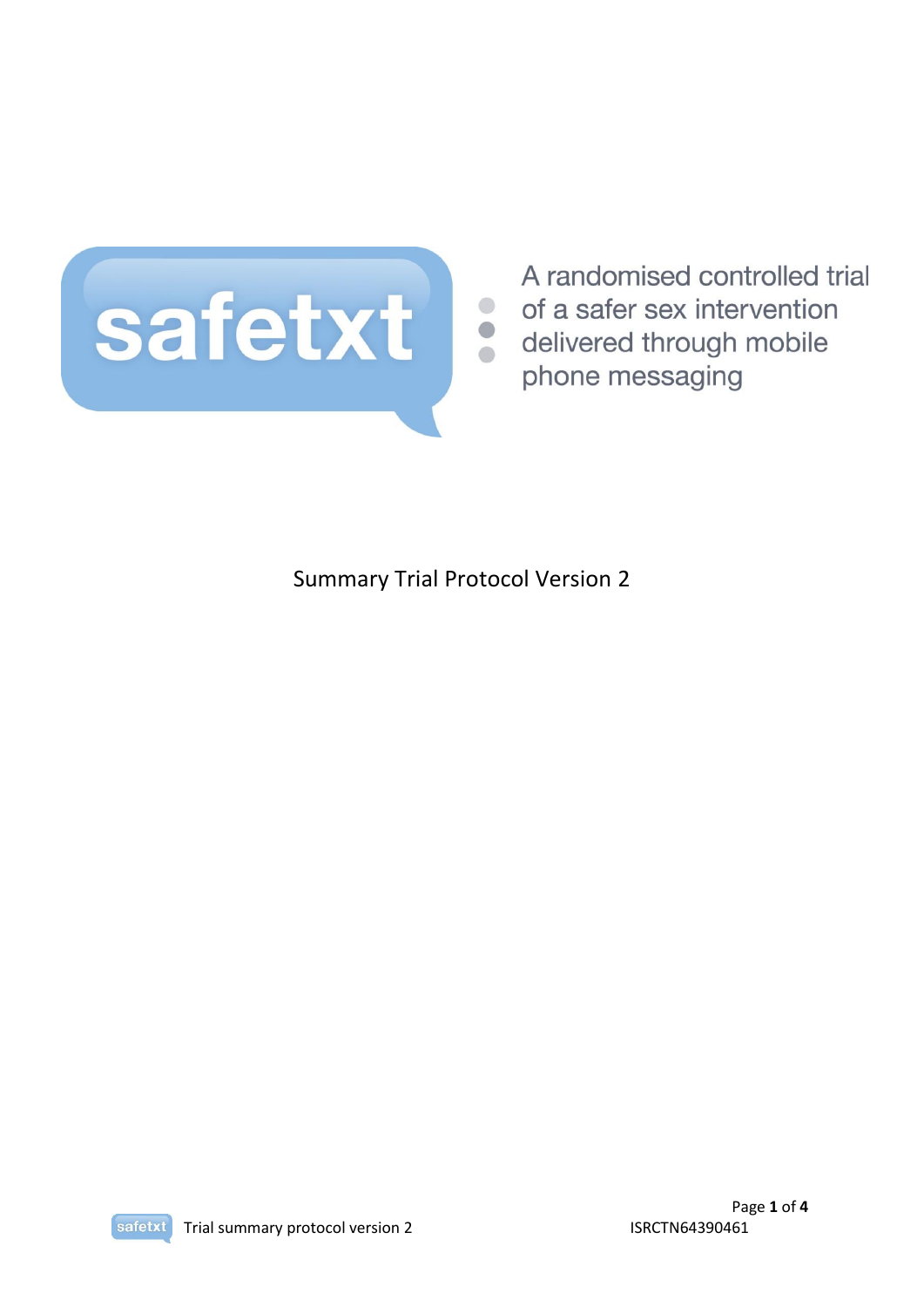# safetxt

A randomised controlled trial of a safer sex intervention delivered through mobile phone messaging

Summary Trial Protocol Version 2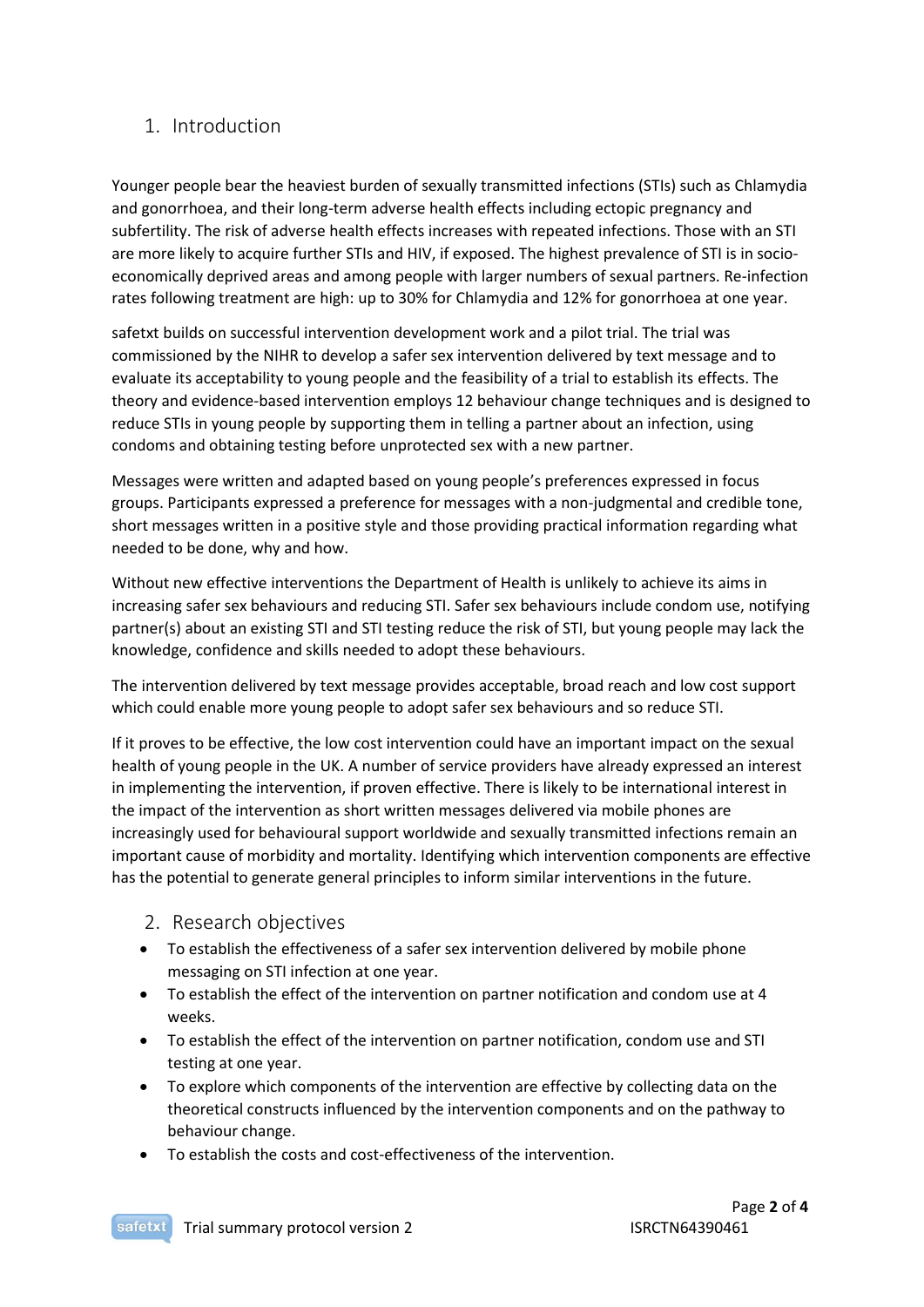## 1. Introduction

Younger people bear the heaviest burden of sexually transmitted infections (STIs) such as Chlamydia and gonorrhoea, and their long-term adverse health effects including ectopic pregnancy and subfertility. The risk of adverse health effects increases with repeated infections. Those with an STI are more likely to acquire further STIs and HIV, if exposed. The highest prevalence of STI is in socio-economically deprived areas and among people with larger numbers of sexual partners. Re-infection rates following treatment are high: up to 30% for Chlamydia and 12% for gonorrhoea at one year.

safetxt builds on successful intervention development work and a pilot trial. The trial was commissioned by the NIHR to develop a safer sex intervention delivered by text message and to evaluate its acceptability to young people and the feasibility of a trial to establish its effects. The theory and evidence-based intervention employs 12 behaviour change techniques and is designed to reduce STIs in young people by supporting them in telling a partner about an infection, using condoms and obtaining testing before unprotected sex with a new partner.

Messages were written and adapted based on young people's preferences expressed in focus groups. Participants expressed a preference for messages with a non-judgmental and credible tone, short messages written in a positive style and those providing practical information regarding what needed to be done, why and how.

Without new effective interventions the Department of Health is unlikely to achieve its aims in increasing safer sex behaviours and reducing STI. Safer sex behaviours include condom use, notifying partner(s) about an existing STI and STI testing reduce the risk of STI, but young people may lack the knowledge, confidence and skills needed to adopt these behaviours.

The intervention delivered by text message provides acceptable, broad reach and low cost support which could enable more young people to adopt safer sex behaviours and so reduce STI.

If it proves to be effective, the low cost intervention could have an important impact on the sexual health of young people in the UK. A number of service providers have already expressed an interest in implementing the intervention, if proven effective. There is likely to be international interest in the impact of the intervention as short written messages delivered via mobile phones are increasingly used for behavioural support worldwide and sexually transmitted infections remain an important cause of morbidity and mortality. Identifying which intervention components are effective has the potential to generate general principles to inform similar interventions in the future.

## 2. Research objectives

- To establish the effectiveness of a safer sex intervention delivered by mobile phone messaging on STI infection at one year.
- To establish the effect of the intervention on partner notification and condom use at 4 weeks.
- To establish the effect of the intervention on partner notification, condom use and STI testing at one year.
- To explore which components of the intervention are effective by collecting data on the theoretical constructs influenced by the intervention components and on the pathway to behaviour change.
- To establish the costs and cost-effectiveness of the intervention.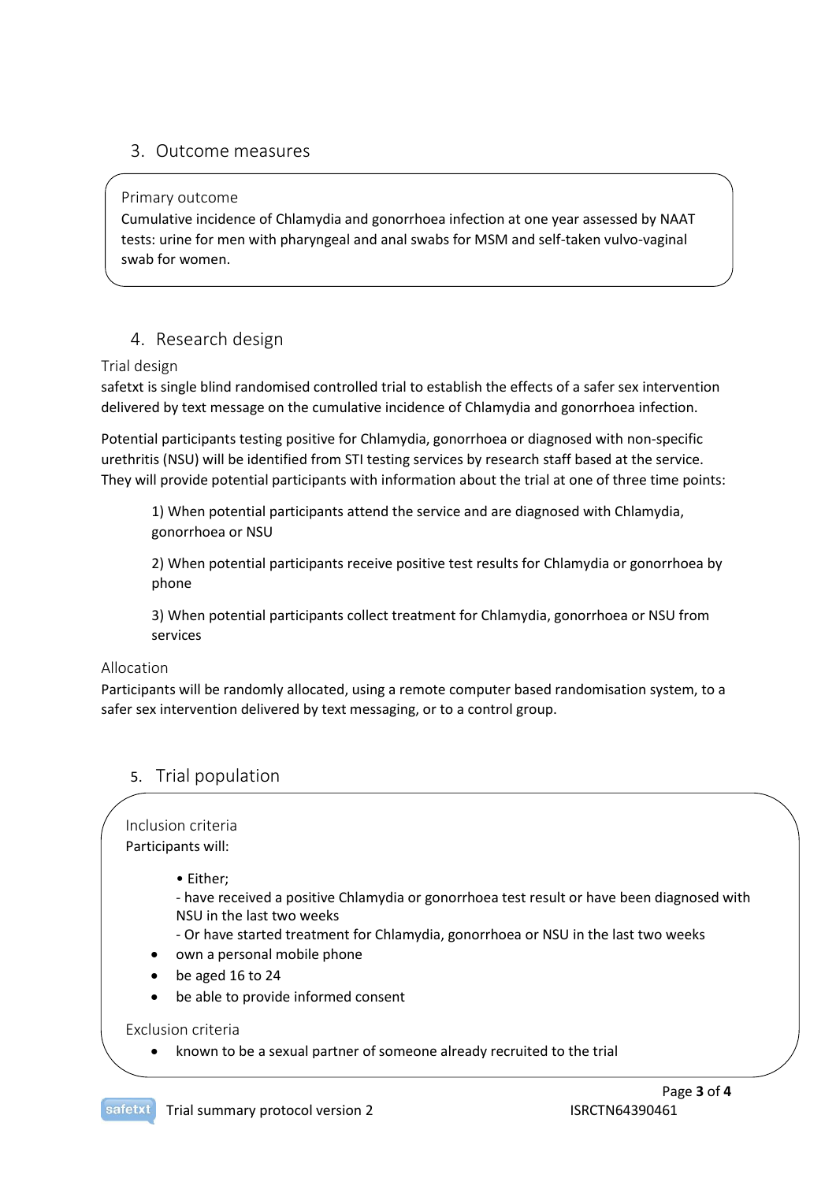## 3. Outcome measures

### Primary outcome

Cumulative incidence of Chlamydia and gonorrhoea infection at one year assessed by NAAT tests: urine for men with pharyngeal and anal swabs for MSM and self-taken vulvo-vaginal swab for women.

## 4. Research design

### Trial design

safetxt is single blind randomised controlled trial to establish the effects of a safer sex intervention delivered by text message on the cumulative incidence of Chlamydia and gonorrhoea infection.

Potential participants testing positive for Chlamydia, gonorrhoea or diagnosed with non-specific urethritis (NSU) will be identified from STI testing services by research staff based at the service. They will provide potential participants with information about the trial at one of three time points:

1) When potential participants attend the service and are diagnosed with Chlamydia, gonorrhoea or NSU

2) When potential participants receive positive test results for Chlamydia or gonorrhoea by phone

3) When potential participants collect treatment for Chlamydia, gonorrhoea or NSU from services

### Allocation

Participants will be randomly allocated, using a remote computer based randomisation system, to a safer sex intervention delivered by text messaging, or to a control group.

## 5. Trial population

### Inclusion criteria

Participants will:

- Either;
  - have received a positive Chlamydia or gonorrhoea test result or have been diagnosed with NSU in the last two weeks
  - Or have started treatment for Chlamydia, gonorrhoea or NSU in the last two weeks
- own a personal mobile phone
- be aged 16 to 24
- be able to provide informed consent

### Exclusion criteria

- known to be a sexual partner of someone already recruited to the trial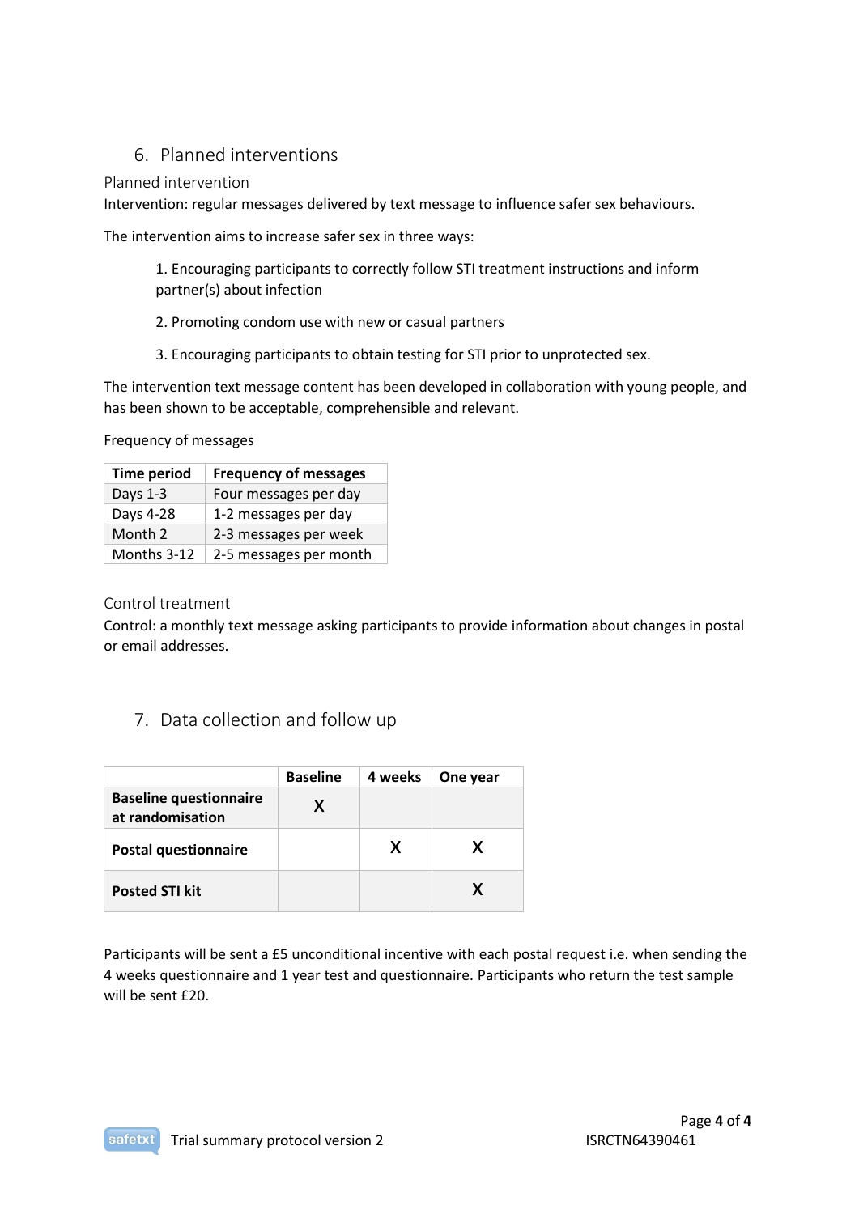## 6. Planned interventions

### Planned intervention

Intervention: regular messages delivered by text message to influence safer sex behaviours.

The intervention aims to increase safer sex in three ways:

1. Encouraging participants to correctly follow STI treatment instructions and inform partner(s) about infection

2. Promoting condom use with new or casual partners

3. Encouraging participants to obtain testing for STI prior to unprotected sex.

The intervention text message content has been developed in collaboration with young people, and has been shown to be acceptable, comprehensible and relevant.

Frequency of messages

| Time period | Frequency of messages |
| --- | --- |
| Days 1-3 | Four messages per day |
| Days 4-28 | 1-2 messages per day |
| Month 2 | 2-3 messages per week |
| Months 3-12 | 2-5 messages per month |

### Control treatment

Control: a monthly text message asking participants to provide information about changes in postal or email addresses.

## 7. Data collection and follow up

| | Baseline | 4 weeks | One year |
| --- | --- | --- | --- |
| **Baseline questionnaire at randomisation** | X | | |
| **Postal questionnaire** | | X | X |
| **Posted STI kit** | | | X |

Participants will be sent a £5 unconditional incentive with each postal request i.e. when sending the 4 weeks questionnaire and 1 year test and questionnaire. Participants who return the test sample will be sent £20.